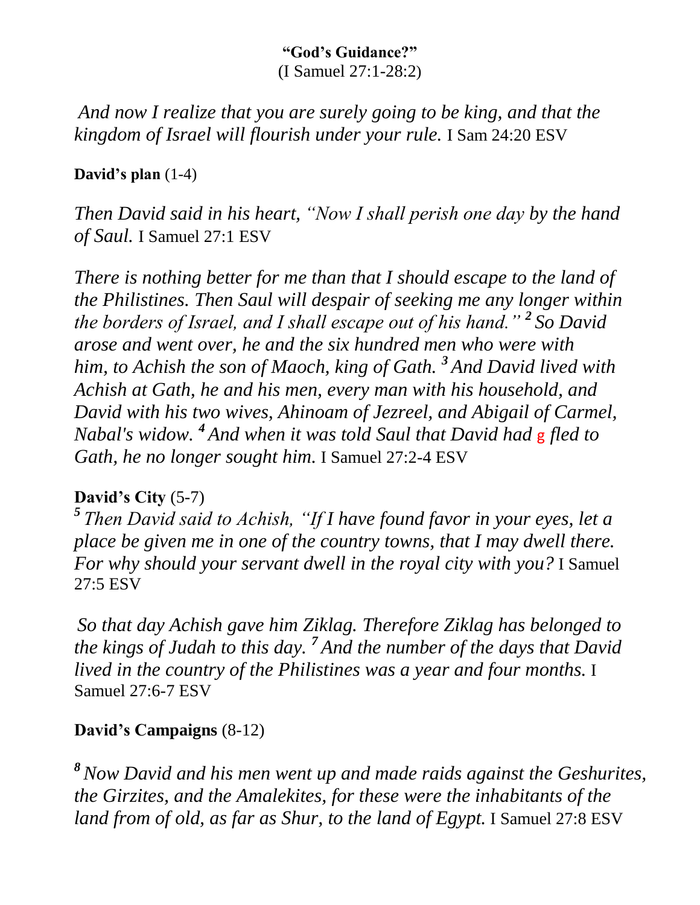**"God's Guidance?"**
(I Samuel 27:1-28:2)

*And now I realize that you are surely going to be king, and that the kingdom of Israel will flourish under your rule.* I Sam 24:20 ESV

**David's plan** (1-4)

*Then David said in his heart, "Now I shall perish one day by the hand of Saul.* I Samuel 27:1 ESV

*There is nothing better for me than that I should escape to the land of the Philistines. Then Saul will despair of seeking me any longer within the borders of Israel, and I shall escape out of his hand."* [2] *So David arose and went over, he and the six hundred men who were with him, to Achish the son of Maoch, king of Gath.* [3] *And David lived with Achish at Gath, he and his men, every man with his household, and David with his two wives, Ahinoam of Jezreel, and Abigail of Carmel, Nabal's widow.* [4] *And when it was told Saul that David had* g *fled to Gath, he no longer sought him.* I Samuel 27:2-4 ESV

**David's City** (5-7)

[5] *Then David said to Achish, "If I have found favor in your eyes, let a place be given me in one of the country towns, that I may dwell there. For why should your servant dwell in the royal city with you?* I Samuel 27:5 ESV

*So that day Achish gave him Ziklag. Therefore Ziklag has belonged to the kings of Judah to this day.* [7] *And the number of the days that David lived in the country of the Philistines was a year and four months.* I Samuel 27:6-7 ESV

**David's Campaigns** (8-12)

[8] *Now David and his men went up and made raids against the Geshurites, the Girzites, and the Amalekites, for these were the inhabitants of the land from of old, as far as Shur, to the land of Egypt.* I Samuel 27:8 ESV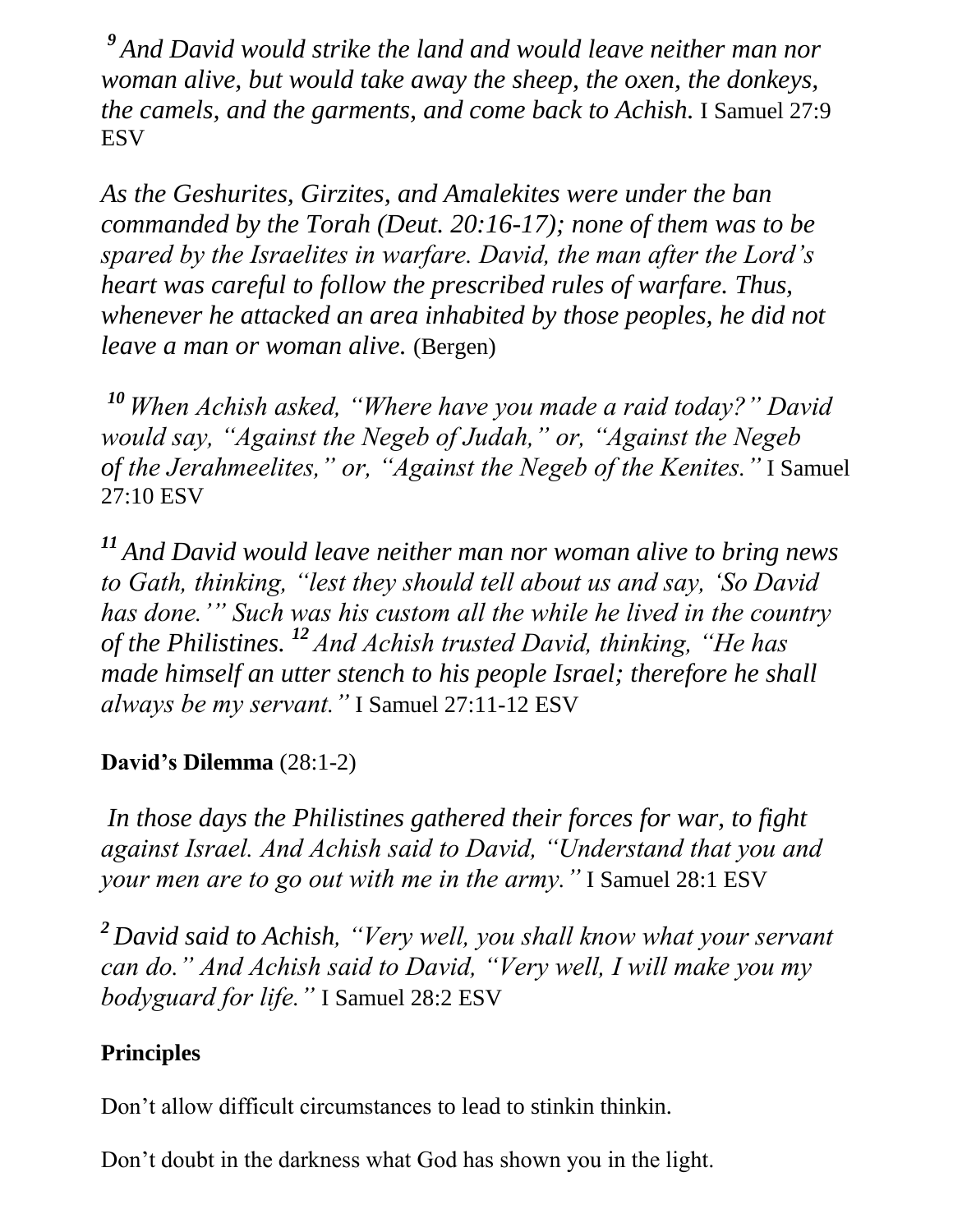[9] *And David would strike the land and would leave neither man nor woman alive, but would take away the sheep, the oxen, the donkeys, the camels, and the garments, and come back to Achish.* I Samuel 27:9 ESV

*As the Geshurites, Girzites, and Amalekites were under the ban commanded by the Torah (Deut. 20:16-17); none of them was to be spared by the Israelites in warfare. David, the man after the Lord's heart was careful to follow the prescribed rules of warfare. Thus, whenever he attacked an area inhabited by those peoples, he did not leave a man or woman alive.* (Bergen)

[10] *When Achish asked, "Where have you made a raid today?" David would say, "Against the Negeb of Judah," or, "Against the Negeb of the Jerahmeelites," or, "Against the Negeb of the Kenites."* I Samuel 27:10 ESV

[11] *And David would leave neither man nor woman alive to bring news to Gath, thinking, "lest they should tell about us and say, 'So David has done.'" Such was his custom all the while he lived in the country of the Philistines.* [12] *And Achish trusted David, thinking, "He has made himself an utter stench to his people Israel; therefore he shall always be my servant."* I Samuel 27:11-12 ESV

**David's Dilemma** (28:1-2)

*In those days the Philistines gathered their forces for war, to fight against Israel. And Achish said to David, "Understand that you and your men are to go out with me in the army."* I Samuel 28:1 ESV

[2] *David said to Achish, "Very well, you shall know what your servant can do." And Achish said to David, "Very well, I will make you my bodyguard for life."* I Samuel 28:2 ESV

**Principles**

Don't allow difficult circumstances to lead to stinkin thinkin.

Don't doubt in the darkness what God has shown you in the light.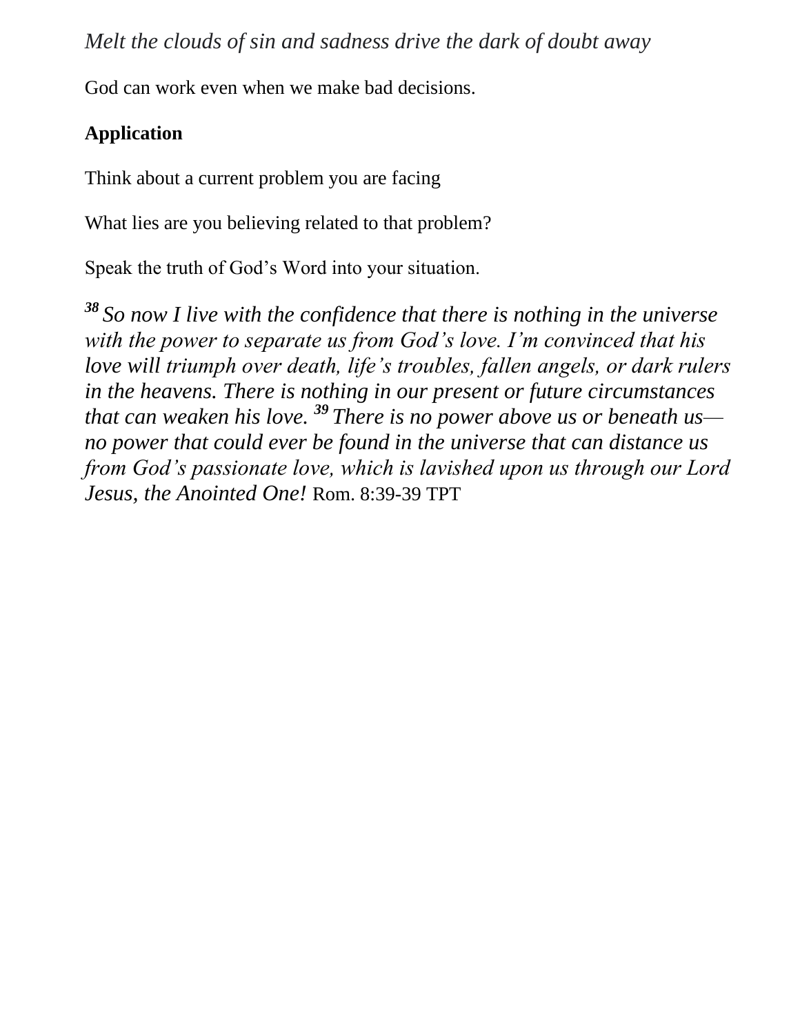*Melt the clouds of sin and sadness drive the dark of doubt away*

God can work even when we make bad decisions.

**Application**

Think about a current problem you are facing

What lies are you believing related to that problem?

Speak the truth of God's Word into your situation.

***38*** *So now I live with the confidence that there is nothing in the universe with the power to separate us from God's love. I'm convinced that his love will triumph over death, life's troubles, fallen angels, or dark rulers in the heavens. There is nothing in our present or future circumstances that can weaken his love.* ***39*** *There is no power above us or beneath us—no power that could ever be found in the universe that can distance us from God's passionate love, which is lavished upon us through our Lord Jesus, the Anointed One!* Rom. 8:39-39 TPT